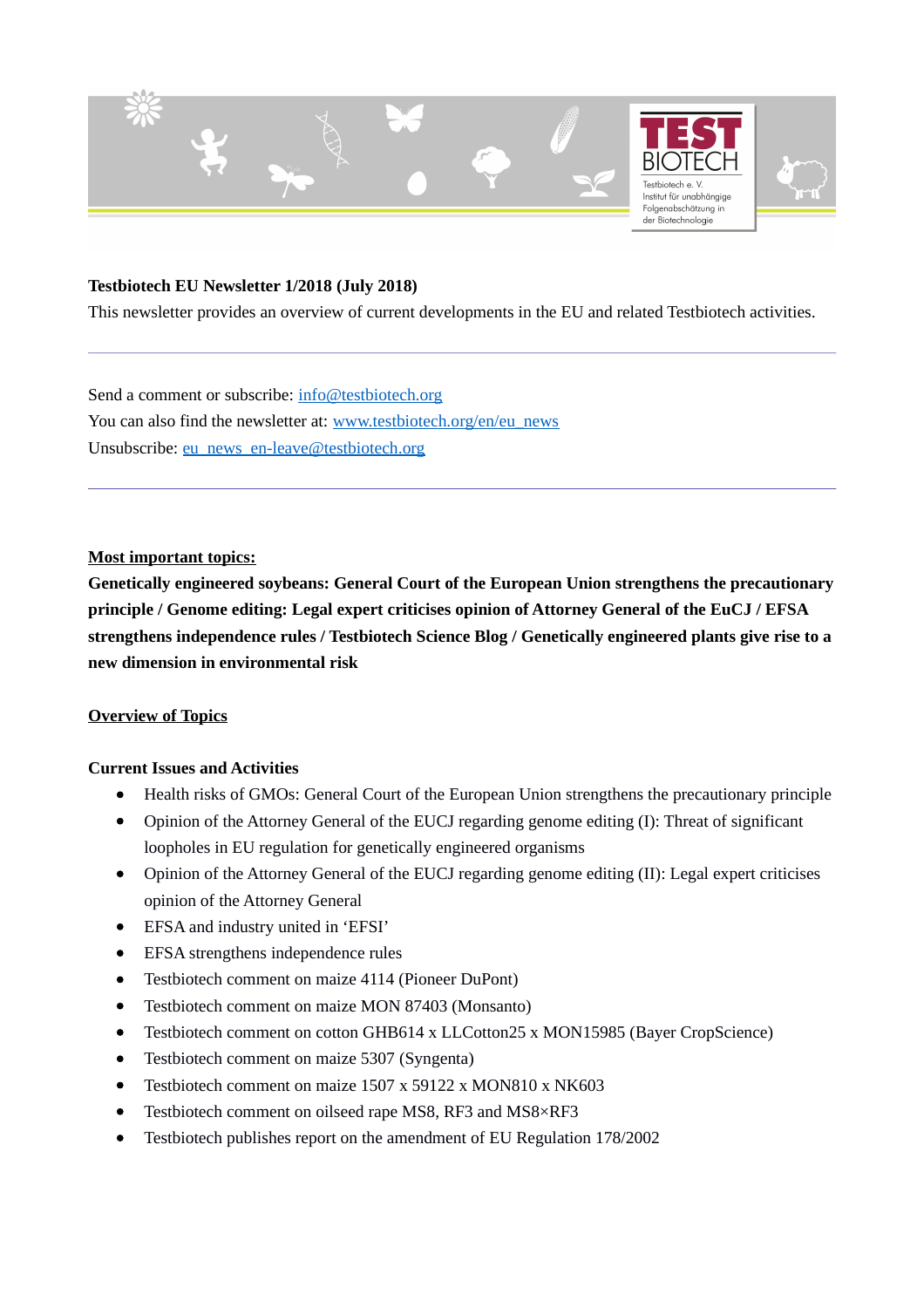**Testbiotech EU Newsletter 1/2018 (July 2018)**

This newsletter provides an overview of current developments in the EU and related Testbiotech activities.

---

Send a comment or subscribe: info@testbiotech.org

You can also find the newsletter at: www.testbiotech.org/en/eu_news

Unsubscribe: eu_news_en-leave@testbiotech.org

---

**Most important topics:**

**Genetically engineered soybeans: General Court of the European Union strengthens the precautionary principle / Genome editing: Legal expert criticises opinion of Attorney General of the EuCJ / EFSA strengthens independence rules / Testbiotech Science Blog / Genetically engineered plants give rise to a new dimension in environmental risk**

**Overview of Topics**

**Current Issues and Activities**

- Health risks of GMOs: General Court of the European Union strengthens the precautionary principle
- Opinion of the Attorney General of the EUCJ regarding genome editing (I): Threat of significant loopholes in EU regulation for genetically engineered organisms
- Opinion of the Attorney General of the EUCJ regarding genome editing (II): Legal expert criticises opinion of the Attorney General
- EFSA and industry united in 'EFSI'
- EFSA strengthens independence rules
- Testbiotech comment on maize 4114 (Pioneer DuPont)
- Testbiotech comment on maize MON 87403 (Monsanto)
- Testbiotech comment on cotton GHB614 x LLCotton25 x MON15985 (Bayer CropScience)
- Testbiotech comment on maize 5307 (Syngenta)
- Testbiotech comment on maize 1507 x 59122 x MON810 x NK603
- Testbiotech comment on oilseed rape MS8, RF3 and MS8×RF3
- Testbiotech publishes report on the amendment of EU Regulation 178/2002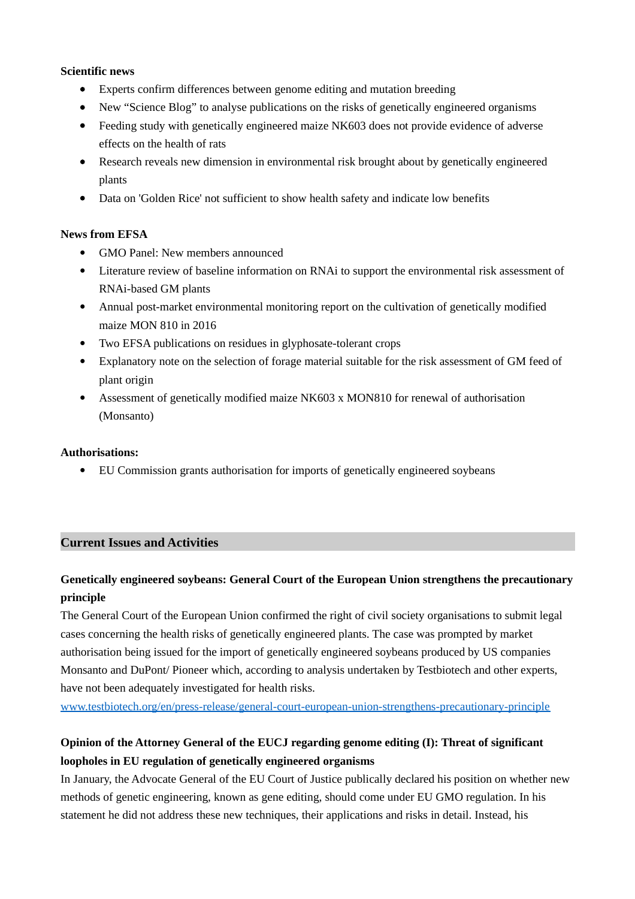**Scientific news**

- Experts confirm differences between genome editing and mutation breeding
- New “Science Blog” to analyse publications on the risks of genetically engineered organisms
- Feeding study with genetically engineered maize NK603 does not provide evidence of adverse effects on the health of rats
- Research reveals new dimension in environmental risk brought about by genetically engineered plants
- Data on 'Golden Rice' not sufficient to show health safety and indicate low benefits

**News from EFSA**

- GMO Panel: New members announced
- Literature review of baseline information on RNAi to support the environmental risk assessment of RNAi-based GM plants
- Annual post-market environmental monitoring report on the cultivation of genetically modified maize MON 810 in 2016
- Two EFSA publications on residues in glyphosate-tolerant crops
- Explanatory note on the selection of forage material suitable for the risk assessment of GM feed of plant origin
- Assessment of genetically modified maize NK603 x MON810 for renewal of authorisation (Monsanto)

**Authorisations:**

- EU Commission grants authorisation for imports of genetically engineered soybeans

## Current Issues and Activities

### Genetically engineered soybeans: General Court of the European Union strengthens the precautionary principle

The General Court of the European Union confirmed the right of civil society organisations to submit legal cases concerning the health risks of genetically engineered plants. The case was prompted by market authorisation being issued for the import of genetically engineered soybeans produced by US companies Monsanto and DuPont/ Pioneer which, according to analysis undertaken by Testbiotech and other experts, have not been adequately investigated for health risks.

www.testbiotech.org/en/press-release/general-court-european-union-strengthens-precautionary-principle

### Opinion of the Attorney General of the EUCJ regarding genome editing (I): Threat of significant loopholes in EU regulation of genetically engineered organisms

In January, the Advocate General of the EU Court of Justice publically declared his position on whether new methods of genetic engineering, known as gene editing, should come under EU GMO regulation. In his statement he did not address these new techniques, their applications and risks in detail. Instead, his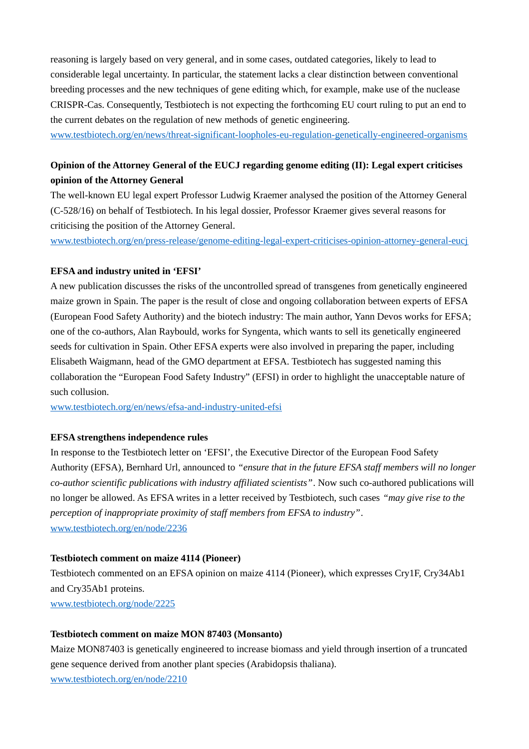reasoning is largely based on very general, and in some cases, outdated categories, likely to lead to considerable legal uncertainty. In particular, the statement lacks a clear distinction between conventional breeding processes and the new techniques of gene editing which, for example, make use of the nuclease CRISPR-Cas. Consequently, Testbiotech is not expecting the forthcoming EU court ruling to put an end to the current debates on the regulation of new methods of genetic engineering.
www.testbiotech.org/en/news/threat-significant-loopholes-eu-regulation-genetically-engineered-organisms

**Opinion of the Attorney General of the EUCJ regarding genome editing (II): Legal expert criticises opinion of the Attorney General**

The well-known EU legal expert Professor Ludwig Kraemer analysed the position of the Attorney General (C-528/16) on behalf of Testbiotech. In his legal dossier, Professor Kraemer gives several reasons for criticising the position of the Attorney General.
www.testbiotech.org/en/press-release/genome-editing-legal-expert-criticises-opinion-attorney-general-eucj

**EFSA and industry united in 'EFSI'**

A new publication discusses the risks of the uncontrolled spread of transgenes from genetically engineered maize grown in Spain. The paper is the result of close and ongoing collaboration between experts of EFSA (European Food Safety Authority) and the biotech industry: The main author, Yann Devos works for EFSA; one of the co-authors, Alan Raybould, works for Syngenta, which wants to sell its genetically engineered seeds for cultivation in Spain. Other EFSA experts were also involved in preparing the paper, including Elisabeth Waigmann, head of the GMO department at EFSA. Testbiotech has suggested naming this collaboration the "European Food Safety Industry" (EFSI) in order to highlight the unacceptable nature of such collusion.
www.testbiotech.org/en/news/efsa-and-industry-united-efsi

**EFSA strengthens independence rules**

In response to the Testbiotech letter on 'EFSI', the Executive Director of the European Food Safety Authority (EFSA), Bernhard Url, announced to *"ensure that in the future EFSA staff members will no longer co-author scientific publications with industry affiliated scientists"*. Now such co-authored publications will no longer be allowed. As EFSA writes in a letter received by Testbiotech, such cases *"may give rise to the perception of inappropriate proximity of staff members from EFSA to industry"*.
www.testbiotech.org/en/node/2236

**Testbiotech comment on maize 4114 (Pioneer)**

Testbiotech commented on an EFSA opinion on maize 4114 (Pioneer), which expresses Cry1F, Cry34Ab1 and Cry35Ab1 proteins.
www.testbiotech.org/node/2225

**Testbiotech comment on maize MON 87403 (Monsanto)**

Maize MON87403 is genetically engineered to increase biomass and yield through insertion of a truncated gene sequence derived from another plant species (Arabidopsis thaliana).
www.testbiotech.org/en/node/2210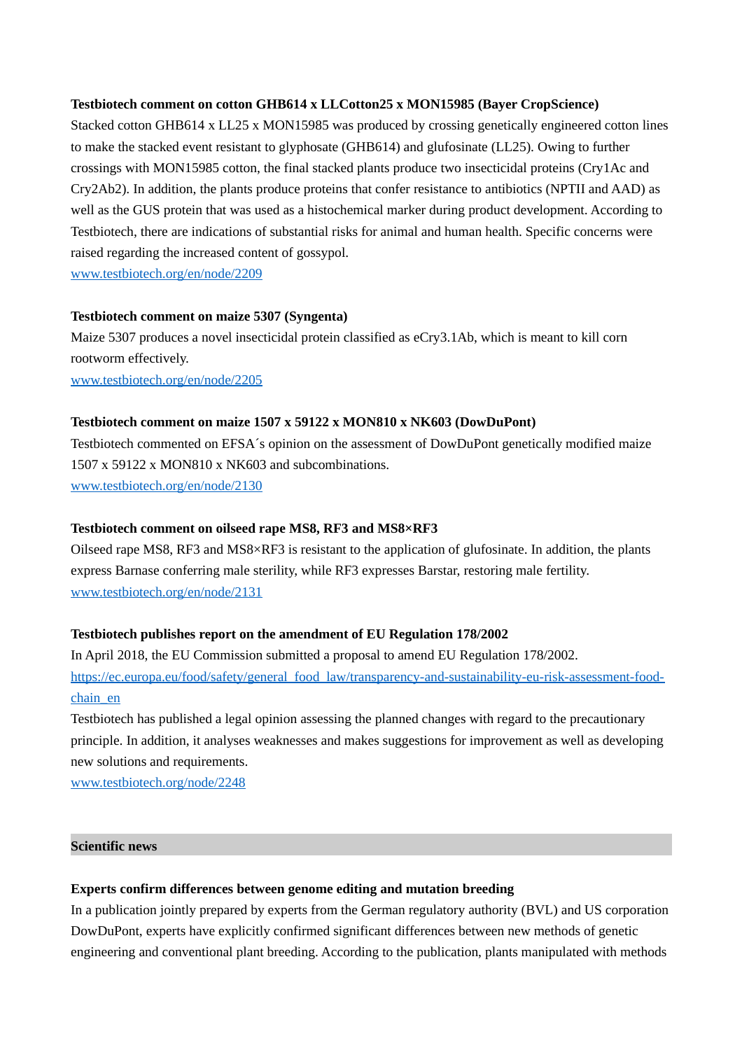**Testbiotech comment on cotton GHB614 x LLCotton25 x MON15985 (Bayer CropScience)**

Stacked cotton GHB614 x LL25 x MON15985 was produced by crossing genetically engineered cotton lines to make the stacked event resistant to glyphosate (GHB614) and glufosinate (LL25). Owing to further crossings with MON15985 cotton, the final stacked plants produce two insecticidal proteins (Cry1Ac and Cry2Ab2). In addition, the plants produce proteins that confer resistance to antibiotics (NPTII and AAD) as well as the GUS protein that was used as a histochemical marker during product development. According to Testbiotech, there are indications of substantial risks for animal and human health. Specific concerns were raised regarding the increased content of gossypol.

www.testbiotech.org/en/node/2209

**Testbiotech comment on maize 5307 (Syngenta)**

Maize 5307 produces a novel insecticidal protein classified as eCry3.1Ab, which is meant to kill corn rootworm effectively.

www.testbiotech.org/en/node/2205

**Testbiotech comment on maize 1507 x 59122 x MON810 x NK603 (DowDuPont)**

Testbiotech commented on EFSA´s opinion on the assessment of DowDuPont genetically modified maize 1507 x 59122 x MON810 x NK603 and subcombinations.

www.testbiotech.org/en/node/2130

**Testbiotech comment on oilseed rape MS8, RF3 and MS8×RF3**

Oilseed rape MS8, RF3 and MS8×RF3 is resistant to the application of glufosinate. In addition, the plants express Barnase conferring male sterility, while RF3 expresses Barstar, restoring male fertility.

www.testbiotech.org/en/node/2131

**Testbiotech publishes report on the amendment of EU Regulation 178/2002**

In April 2018, the EU Commission submitted a proposal to amend EU Regulation 178/2002.

https://ec.europa.eu/food/safety/general_food_law/transparency-and-sustainability-eu-risk-assessment-food-chain_en

Testbiotech has published a legal opinion assessing the planned changes with regard to the precautionary principle. In addition, it analyses weaknesses and makes suggestions for improvement as well as developing new solutions and requirements.

www.testbiotech.org/node/2248

## Scientific news

**Experts confirm differences between genome editing and mutation breeding**

In a publication jointly prepared by experts from the German regulatory authority (BVL) and US corporation DowDuPont, experts have explicitly confirmed significant differences between new methods of genetic engineering and conventional plant breeding. According to the publication, plants manipulated with methods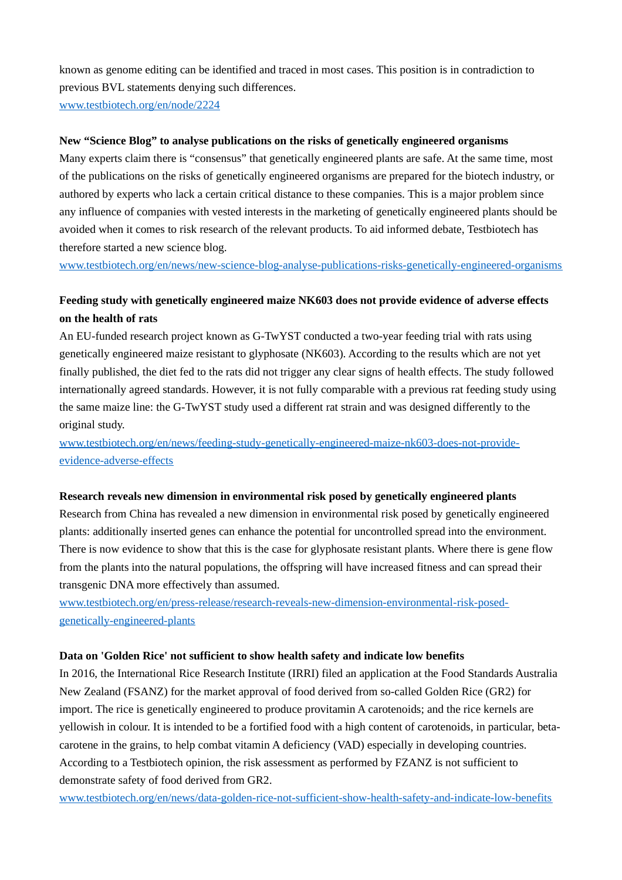known as genome editing can be identified and traced in most cases. This position is in contradiction to previous BVL statements denying such differences.
[www.testbiotech.org/en/node/2224](www.testbiotech.org/en/node/2224)

**New "Science Blog" to analyse publications on the risks of genetically engineered organisms**

Many experts claim there is "consensus" that genetically engineered plants are safe. At the same time, most of the publications on the risks of genetically engineered organisms are prepared for the biotech industry, or authored by experts who lack a certain critical distance to these companies. This is a major problem since any influence of companies with vested interests in the marketing of genetically engineered plants should be avoided when it comes to risk research of the relevant products. To aid informed debate, Testbiotech has therefore started a new science blog.
[www.testbiotech.org/en/news/new-science-blog-analyse-publications-risks-genetically-engineered-organisms](www.testbiotech.org/en/news/new-science-blog-analyse-publications-risks-genetically-engineered-organisms)

**Feeding study with genetically engineered maize NK603 does not provide evidence of adverse effects on the health of rats**

An EU-funded research project known as G-TwYST conducted a two-year feeding trial with rats using genetically engineered maize resistant to glyphosate (NK603). According to the results which are not yet finally published, the diet fed to the rats did not trigger any clear signs of health effects. The study followed internationally agreed standards. However, it is not fully comparable with a previous rat feeding study using the same maize line: the G-TwYST study used a different rat strain and was designed differently to the original study.
[www.testbiotech.org/en/news/feeding-study-genetically-engineered-maize-nk603-does-not-provide-evidence-adverse-effects](www.testbiotech.org/en/news/feeding-study-genetically-engineered-maize-nk603-does-not-provide-evidence-adverse-effects)

**Research reveals new dimension in environmental risk posed by genetically engineered plants**

Research from China has revealed a new dimension in environmental risk posed by genetically engineered plants: additionally inserted genes can enhance the potential for uncontrolled spread into the environment. There is now evidence to show that this is the case for glyphosate resistant plants. Where there is gene flow from the plants into the natural populations, the offspring will have increased fitness and can spread their transgenic DNA more effectively than assumed.
[www.testbiotech.org/en/press-release/research-reveals-new-dimension-environmental-risk-posed-genetically-engineered-plants](www.testbiotech.org/en/press-release/research-reveals-new-dimension-environmental-risk-posed-genetically-engineered-plants)

**Data on 'Golden Rice' not sufficient to show health safety and indicate low benefits**

In 2016, the International Rice Research Institute (IRRI) filed an application at the Food Standards Australia New Zealand (FSANZ) for the market approval of food derived from so-called Golden Rice (GR2) for import. The rice is genetically engineered to produce provitamin A carotenoids; and the rice kernels are yellowish in colour. It is intended to be a fortified food with a high content of carotenoids, in particular, beta-carotene in the grains, to help combat vitamin A deficiency (VAD) especially in developing countries. According to a Testbiotech opinion, the risk assessment as performed by FZANZ is not sufficient to demonstrate safety of food derived from GR2.
[www.testbiotech.org/en/news/data-golden-rice-not-sufficient-show-health-safety-and-indicate-low-benefits](www.testbiotech.org/en/news/data-golden-rice-not-sufficient-show-health-safety-and-indicate-low-benefits)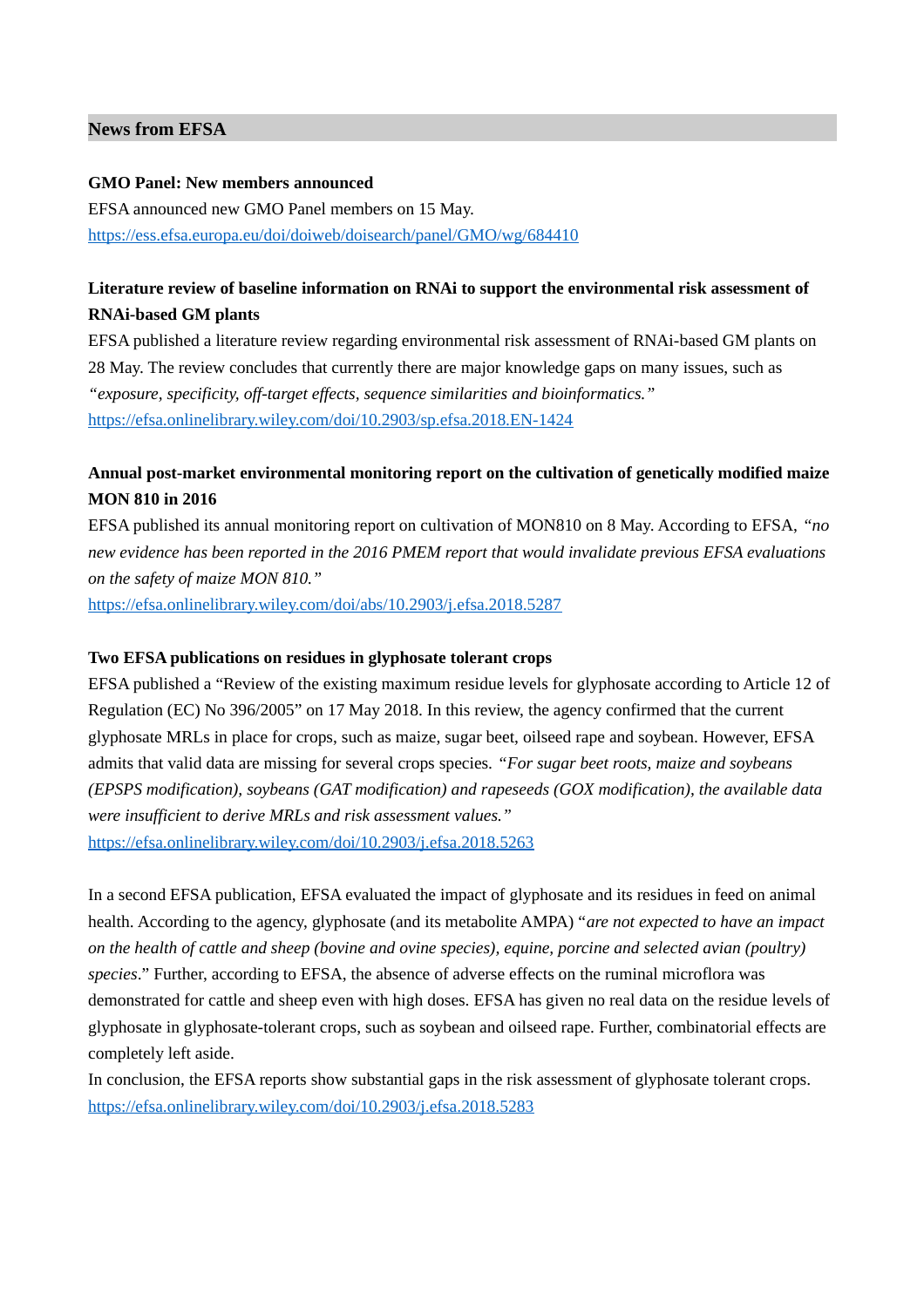## News from EFSA

**GMO Panel: New members announced**

EFSA announced new GMO Panel members on 15 May.
https://ess.efsa.europa.eu/doi/doiweb/doisearch/panel/GMO/wg/684410

**Literature review of baseline information on RNAi to support the environmental risk assessment of RNAi-based GM plants**

EFSA published a literature review regarding environmental risk assessment of RNAi-based GM plants on 28 May. The review concludes that currently there are major knowledge gaps on many issues, such as *"exposure, specificity, off-target effects, sequence similarities and bioinformatics."*
https://efsa.onlinelibrary.wiley.com/doi/10.2903/sp.efsa.2018.EN-1424

**Annual post-market environmental monitoring report on the cultivation of genetically modified maize MON 810 in 2016**

EFSA published its annual monitoring report on cultivation of MON810 on 8 May. According to EFSA, *"no new evidence has been reported in the 2016 PMEM report that would invalidate previous EFSA evaluations on the safety of maize MON 810."*
https://efsa.onlinelibrary.wiley.com/doi/abs/10.2903/j.efsa.2018.5287

**Two EFSA publications on residues in glyphosate tolerant crops**

EFSA published a "Review of the existing maximum residue levels for glyphosate according to Article 12 of Regulation (EC) No 396/2005" on 17 May 2018. In this review, the agency confirmed that the current glyphosate MRLs in place for crops, such as maize, sugar beet, oilseed rape and soybean. However, EFSA admits that valid data are missing for several crops species. *"For sugar beet roots, maize and soybeans (EPSPS modification), soybeans (GAT modification) and rapeseeds (GOX modification), the available data were insufficient to derive MRLs and risk assessment values."*
https://efsa.onlinelibrary.wiley.com/doi/10.2903/j.efsa.2018.5263

In a second EFSA publication, EFSA evaluated the impact of glyphosate and its residues in feed on animal health. According to the agency, glyphosate (and its metabolite AMPA) "*are not expected to have an impact on the health of cattle and sheep (bovine and ovine species), equine, porcine and selected avian (poultry) species*." Further, according to EFSA, the absence of adverse effects on the ruminal microflora was demonstrated for cattle and sheep even with high doses. EFSA has given no real data on the residue levels of glyphosate in glyphosate-tolerant crops, such as soybean and oilseed rape. Further, combinatorial effects are completely left aside.
In conclusion, the EFSA reports show substantial gaps in the risk assessment of glyphosate tolerant crops.
https://efsa.onlinelibrary.wiley.com/doi/10.2903/j.efsa.2018.5283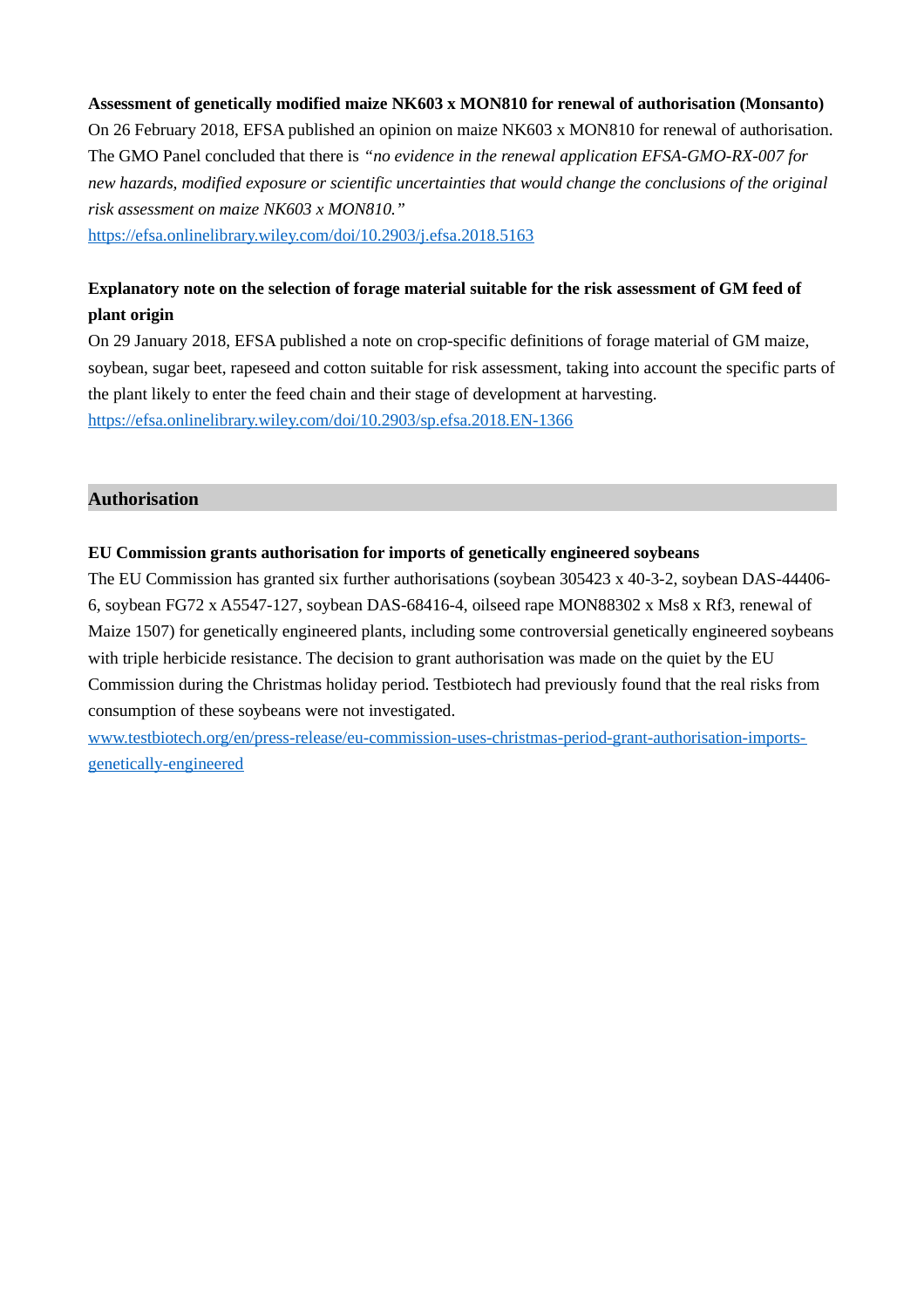**Assessment of genetically modified maize NK603 x MON810 for renewal of authorisation (Monsanto)**

On 26 February 2018, EFSA published an opinion on maize NK603 x MON810 for renewal of authorisation. The GMO Panel concluded that there is *"no evidence in the renewal application EFSA-GMO-RX-007 for new hazards, modified exposure or scientific uncertainties that would change the conclusions of the original risk assessment on maize NK603 x MON810."*

https://efsa.onlinelibrary.wiley.com/doi/10.2903/j.efsa.2018.5163

**Explanatory note on the selection of forage material suitable for the risk assessment of GM feed of plant origin**

On 29 January 2018, EFSA published a note on crop-specific definitions of forage material of GM maize, soybean, sugar beet, rapeseed and cotton suitable for risk assessment, taking into account the specific parts of the plant likely to enter the feed chain and their stage of development at harvesting.

https://efsa.onlinelibrary.wiley.com/doi/10.2903/sp.efsa.2018.EN-1366

## Authorisation

**EU Commission grants authorisation for imports of genetically engineered soybeans**

The EU Commission has granted six further authorisations (soybean 305423 x 40-3-2, soybean DAS-44406-6, soybean FG72 x A5547-127, soybean DAS-68416-4, oilseed rape MON88302 x Ms8 x Rf3, renewal of Maize 1507) for genetically engineered plants, including some controversial genetically engineered soybeans with triple herbicide resistance. The decision to grant authorisation was made on the quiet by the EU Commission during the Christmas holiday period. Testbiotech had previously found that the real risks from consumption of these soybeans were not investigated.

www.testbiotech.org/en/press-release/eu-commission-uses-christmas-period-grant-authorisation-imports-genetically-engineered